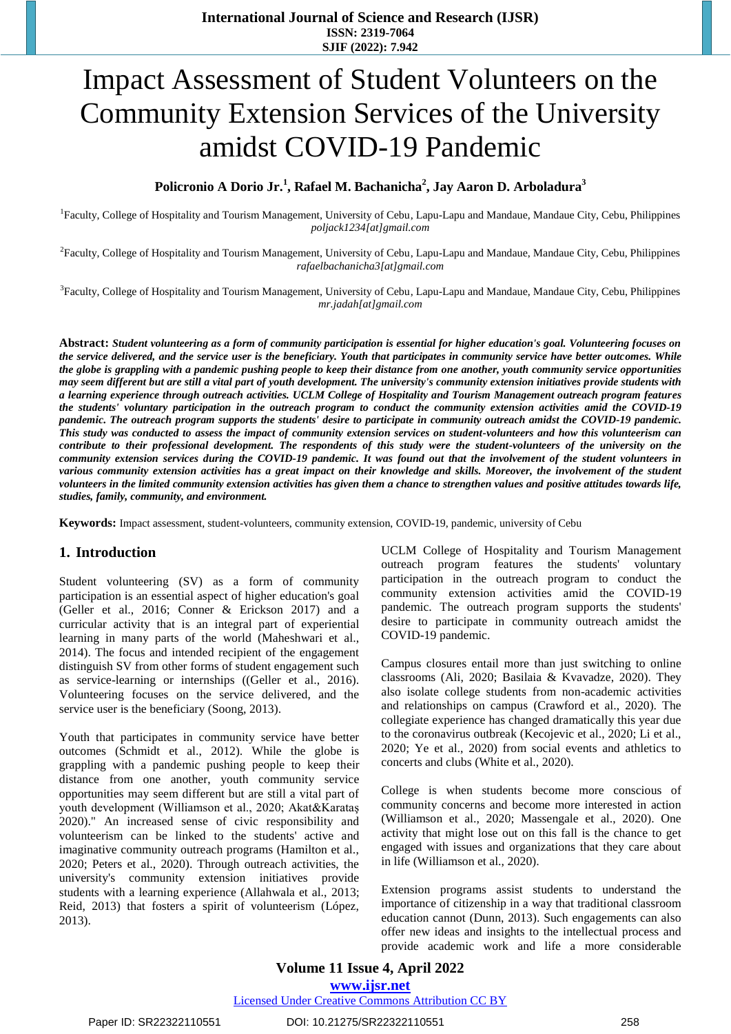# Impact Assessment of Student Volunteers on the Community Extension Services of the University amidst COVID-19 Pandemic

**Policronio A Dorio Jr.[1], Rafael M. Bachanicha[2], Jay Aaron D. Arboladura[3]**

[1]Faculty, College of Hospitality and Tourism Management, University of Cebu, Lapu-Lapu and Mandaue, Mandaue City, Cebu, Philippines
*poljack1234[at]gmail.com*

[2]Faculty, College of Hospitality and Tourism Management, University of Cebu, Lapu-Lapu and Mandaue, Mandaue City, Cebu, Philippines
*rafaelbachanicha3[at]gmail.com*

[3]Faculty, College of Hospitality and Tourism Management, University of Cebu, Lapu-Lapu and Mandaue, Mandaue City, Cebu, Philippines
*mr.jadah[at]gmail.com*

**Abstract:** ***Student volunteering as a form of community participation is essential for higher education's goal. Volunteering focuses on the service delivered, and the service user is the beneficiary. Youth that participates in community service have better outcomes. While the globe is grappling with a pandemic pushing people to keep their distance from one another, youth community service opportunities may seem different but are still a vital part of youth development. The university's community extension initiatives provide students with a learning experience through outreach activities. UCLM College of Hospitality and Tourism Management outreach program features the students' voluntary participation in the outreach program to conduct the community extension activities amid the COVID-19 pandemic. The outreach program supports the students' desire to participate in community outreach amidst the COVID-19 pandemic. This study was conducted to assess the impact of community extension services on student-volunteers and how this volunteerism can contribute to their professional development. The respondents of this study were the student-volunteers of the university on the community extension services during the COVID-19 pandemic. It was found out that the involvement of the student volunteers in various community extension activities has a great impact on their knowledge and skills. Moreover, the involvement of the student volunteers in the limited community extension activities has given them a chance to strengthen values and positive attitudes towards life, studies, family, community, and environment.***

**Keywords:** Impact assessment, student-volunteers, community extension, COVID-19, pandemic, university of Cebu

## 1. Introduction

Student volunteering (SV) as a form of community participation is an essential aspect of higher education's goal (Geller et al., 2016; Conner & Erickson 2017) and a curricular activity that is an integral part of experiential learning in many parts of the world (Maheshwari et al., 2014). The focus and intended recipient of the engagement distinguish SV from other forms of student engagement such as service-learning or internships ((Geller et al., 2016). Volunteering focuses on the service delivered, and the service user is the beneficiary (Soong, 2013).

Youth that participates in community service have better outcomes (Schmidt et al., 2012). While the globe is grappling with a pandemic pushing people to keep their distance from one another, youth community service opportunities may seem different but are still a vital part of youth development (Williamson et al., 2020; Akat&Karataş 2020)." An increased sense of civic responsibility and volunteerism can be linked to the students' active and imaginative community outreach programs (Hamilton et al., 2020; Peters et al., 2020). Through outreach activities, the university's community extension initiatives provide students with a learning experience (Allahwala et al., 2013; Reid, 2013) that fosters a spirit of volunteerism (López, 2013).

UCLM College of Hospitality and Tourism Management outreach program features the students' voluntary participation in the outreach program to conduct the community extension activities amid the COVID-19 pandemic. The outreach program supports the students' desire to participate in community outreach amidst the COVID-19 pandemic.

Campus closures entail more than just switching to online classrooms (Ali, 2020; Basilaia & Kvavadze, 2020). They also isolate college students from non-academic activities and relationships on campus (Crawford et al., 2020). The collegiate experience has changed dramatically this year due to the coronavirus outbreak (Kecojevic et al., 2020; Li et al., 2020; Ye et al., 2020) from social events and athletics to concerts and clubs (White et al., 2020).

College is when students become more conscious of community concerns and become more interested in action (Williamson et al., 2020; Massengale et al., 2020). One activity that might lose out on this fall is the chance to get engaged with issues and organizations that they care about in life (Williamson et al., 2020).

Extension programs assist students to understand the importance of citizenship in a way that traditional classroom education cannot (Dunn, 2013). Such engagements can also offer new ideas and insights to the intellectual process and provide academic work and life a more considerable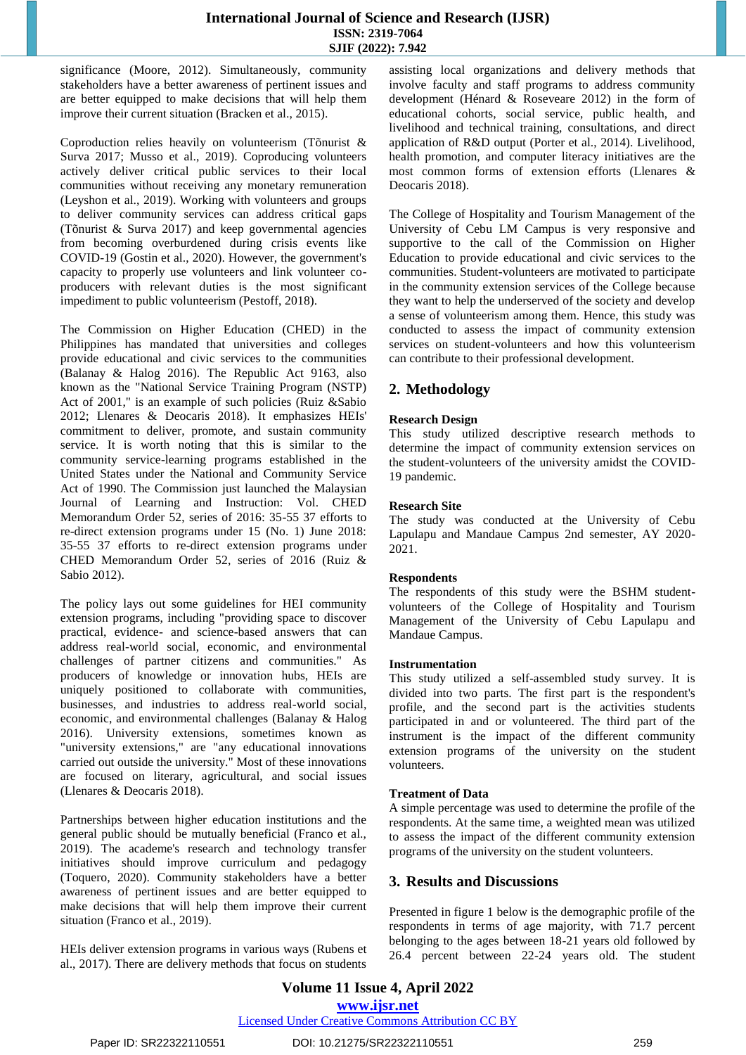significance (Moore, 2012). Simultaneously, community stakeholders have a better awareness of pertinent issues and are better equipped to make decisions that will help them improve their current situation (Bracken et al., 2015).

Coproduction relies heavily on volunteerism (Tõnurist & Surva 2017; Musso et al., 2019). Coproducing volunteers actively deliver critical public services to their local communities without receiving any monetary remuneration (Leyshon et al., 2019). Working with volunteers and groups to deliver community services can address critical gaps (Tõnurist & Surva 2017) and keep governmental agencies from becoming overburdened during crisis events like COVID-19 (Gostin et al., 2020). However, the government's capacity to properly use volunteers and link volunteer co-producers with relevant duties is the most significant impediment to public volunteerism (Pestoff, 2018).

The Commission on Higher Education (CHED) in the Philippines has mandated that universities and colleges provide educational and civic services to the communities (Balanay & Halog 2016). The Republic Act 9163, also known as the "National Service Training Program (NSTP) Act of 2001," is an example of such policies (Ruiz &Sabio 2012; Llenares & Deocaris 2018). It emphasizes HEIs' commitment to deliver, promote, and sustain community service. It is worth noting that this is similar to the community service-learning programs established in the United States under the National and Community Service Act of 1990. The Commission just launched the Malaysian Journal of Learning and Instruction: Vol. CHED Memorandum Order 52, series of 2016: 35-55 37 efforts to re-direct extension programs under 15 (No. 1) June 2018: 35-55 37 efforts to re-direct extension programs under CHED Memorandum Order 52, series of 2016 (Ruiz & Sabio 2012).

The policy lays out some guidelines for HEI community extension programs, including "providing space to discover practical, evidence- and science-based answers that can address real-world social, economic, and environmental challenges of partner citizens and communities." As producers of knowledge or innovation hubs, HEIs are uniquely positioned to collaborate with communities, businesses, and industries to address real-world social, economic, and environmental challenges (Balanay & Halog 2016). University extensions, sometimes known as "university extensions," are "any educational innovations carried out outside the university." Most of these innovations are focused on literary, agricultural, and social issues (Llenares & Deocaris 2018).

Partnerships between higher education institutions and the general public should be mutually beneficial (Franco et al., 2019). The academe's research and technology transfer initiatives should improve curriculum and pedagogy (Toquero, 2020). Community stakeholders have a better awareness of pertinent issues and are better equipped to make decisions that will help them improve their current situation (Franco et al., 2019).

HEIs deliver extension programs in various ways (Rubens et al., 2017). There are delivery methods that focus on students assisting local organizations and delivery methods that involve faculty and staff programs to address community development (Hénard & Roseveare 2012) in the form of educational cohorts, social service, public health, and livelihood and technical training, consultations, and direct application of R&D output (Porter et al., 2014). Livelihood, health promotion, and computer literacy initiatives are the most common forms of extension efforts (Llenares & Deocaris 2018).

The College of Hospitality and Tourism Management of the University of Cebu LM Campus is very responsive and supportive to the call of the Commission on Higher Education to provide educational and civic services to the communities. Student-volunteers are motivated to participate in the community extension services of the College because they want to help the underserved of the society and develop a sense of volunteerism among them. Hence, this study was conducted to assess the impact of community extension services on student-volunteers and how this volunteerism can contribute to their professional development.

## 2. Methodology

### Research Design

This study utilized descriptive research methods to determine the impact of community extension services on the student-volunteers of the university amidst the COVID-19 pandemic.

### Research Site

The study was conducted at the University of Cebu Lapulapu and Mandaue Campus 2nd semester, AY 2020-2021.

### Respondents

The respondents of this study were the BSHM student-volunteers of the College of Hospitality and Tourism Management of the University of Cebu Lapulapu and Mandaue Campus.

### Instrumentation

This study utilized a self-assembled study survey. It is divided into two parts. The first part is the respondent's profile, and the second part is the activities students participated in and or volunteered. The third part of the instrument is the impact of the different community extension programs of the university on the student volunteers.

### Treatment of Data

A simple percentage was used to determine the profile of the respondents. At the same time, a weighted mean was utilized to assess the impact of the different community extension programs of the university on the student volunteers.

## 3. Results and Discussions

Presented in figure 1 below is the demographic profile of the respondents in terms of age majority, with 71.7 percent belonging to the ages between 18-21 years old followed by 26.4 percent between 22-24 years old. The student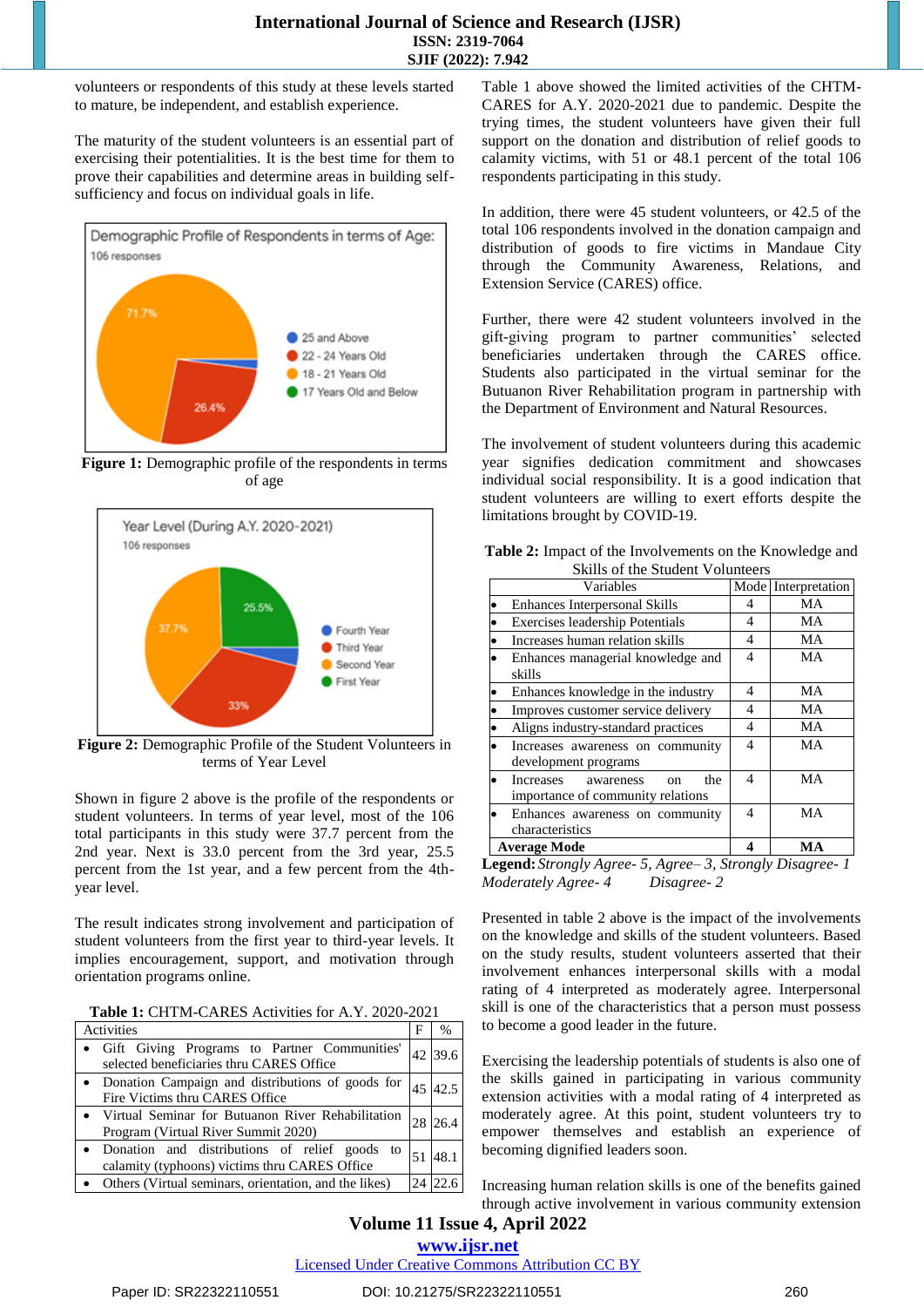volunteers or respondents of this study at these levels started to mature, be independent, and establish experience.

The maturity of the student volunteers is an essential part of exercising their potentialities. It is the best time for them to prove their capabilities and determine areas in building self-sufficiency and focus on individual goals in life.

**Figure 1:** Demographic profile of the respondents in terms of age

**Figure 2:** Demographic Profile of the Student Volunteers in terms of Year Level

Shown in figure 2 above is the profile of the respondents or student volunteers. In terms of year level, most of the 106 total participants in this study were 37.7 percent from the 2nd year. Next is 33.0 percent from the 3rd year, 25.5 percent from the 1st year, and a few percent from the 4th-year level.

The result indicates strong involvement and participation of student volunteers from the first year to third-year levels. It implies encouragement, support, and motivation through orientation programs online.

**Table 1:** CHTM-CARES Activities for A.Y. 2020-2021

| Activities | F | % |
|---|---|---|
| • Gift Giving Programs to Partner Communities' selected beneficiaries thru CARES Office | 42 | 39.6 |
| • Donation Campaign and distributions of goods for Fire Victims thru CARES Office | 45 | 42.5 |
| • Virtual Seminar for Butuanon River Rehabilitation Program (Virtual River Summit 2020) | 28 | 26.4 |
| • Donation and distributions of relief goods to calamity (typhoons) victims thru CARES Office | 51 | 48.1 |
| • Others (Virtual seminars, orientation, and the likes) | 24 | 22.6 |

Table 1 above showed the limited activities of the CHTM-CARES for A.Y. 2020-2021 due to pandemic. Despite the trying times, the student volunteers have given their full support on the donation and distribution of relief goods to calamity victims, with 51 or 48.1 percent of the total 106 respondents participating in this study.

In addition, there were 45 student volunteers, or 42.5 of the total 106 respondents involved in the donation campaign and distribution of goods to fire victims in Mandaue City through the Community Awareness, Relations, and Extension Service (CARES) office.

Further, there were 42 student volunteers involved in the gift-giving program to partner communities' selected beneficiaries undertaken through the CARES office. Students also participated in the virtual seminar for the Butuanon River Rehabilitation program in partnership with the Department of Environment and Natural Resources.

The involvement of student volunteers during this academic year signifies dedication commitment and showcases individual social responsibility. It is a good indication that student volunteers are willing to exert efforts despite the limitations brought by COVID-19.

**Table 2:** Impact of the Involvements on the Knowledge and Skills of the Student Volunteers

| Variables | Mode | Interpretation |
|---|---|---|
| • Enhances Interpersonal Skills | 4 | MA |
| • Exercises leadership Potentials | 4 | MA |
| • Increases human relation skills | 4 | MA |
| • Enhances managerial knowledge and skills | 4 | MA |
| • Enhances knowledge in the industry | 4 | MA |
| • Improves customer service delivery | 4 | MA |
| • Aligns industry-standard practices | 4 | MA |
| • Increases awareness on community development programs | 4 | MA |
| • Increases awareness on the importance of community relations | 4 | MA |
| • Enhances awareness on community characteristics | 4 | MA |
| **Average Mode** | **4** | **MA** |

**Legend:** *Strongly Agree- 5, Agree– 3, Strongly Disagree- 1 Moderately Agree- 4 Disagree- 2*

Presented in table 2 above is the impact of the involvements on the knowledge and skills of the student volunteers. Based on the study results, student volunteers asserted that their involvement enhances interpersonal skills with a modal rating of 4 interpreted as moderately agree. Interpersonal skill is one of the characteristics that a person must possess to become a good leader in the future.

Exercising the leadership potentials of students is also one of the skills gained in participating in various community extension activities with a modal rating of 4 interpreted as moderately agree. At this point, student volunteers try to empower themselves and establish an experience of becoming dignified leaders soon.

Increasing human relation skills is one of the benefits gained through active involvement in various community extension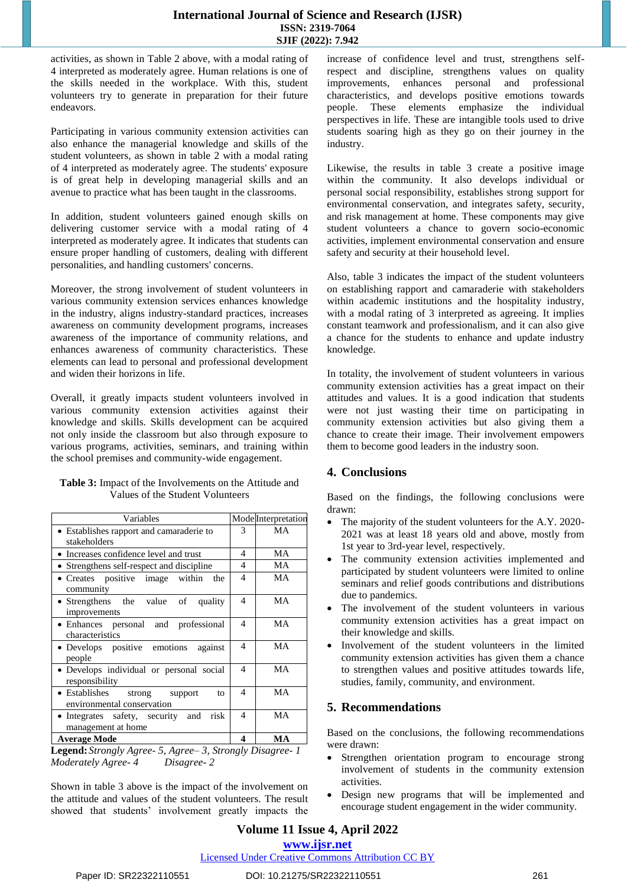activities, as shown in Table 2 above, with a modal rating of 4 interpreted as moderately agree. Human relations is one of the skills needed in the workplace. With this, student volunteers try to generate in preparation for their future endeavors.

Participating in various community extension activities can also enhance the managerial knowledge and skills of the student volunteers, as shown in table 2 with a modal rating of 4 interpreted as moderately agree. The students' exposure is of great help in developing managerial skills and an avenue to practice what has been taught in the classrooms.

In addition, student volunteers gained enough skills on delivering customer service with a modal rating of 4 interpreted as moderately agree. It indicates that students can ensure proper handling of customers, dealing with different personalities, and handling customers' concerns.

Moreover, the strong involvement of student volunteers in various community extension services enhances knowledge in the industry, aligns industry-standard practices, increases awareness on community development programs, increases awareness of the importance of community relations, and enhances awareness of community characteristics. These elements can lead to personal and professional development and widen their horizons in life.

Overall, it greatly impacts student volunteers involved in various community extension activities against their knowledge and skills. Skills development can be acquired not only inside the classroom but also through exposure to various programs, activities, seminars, and training within the school premises and community-wide engagement.

**Table 3:** Impact of the Involvements on the Attitude and Values of the Student Volunteers

| Variables | Mode | Interpretation |
|---|---|---|
| • Establishes rapport and camaraderie to stakeholders | 3 | MA |
| • Increases confidence level and trust | 4 | MA |
| • Strengthens self-respect and discipline | 4 | MA |
| • Creates positive image within the community | 4 | MA |
| • Strengthens the value of quality improvements | 4 | MA |
| • Enhances personal and professional characteristics | 4 | MA |
| • Develops positive emotions against people | 4 | MA |
| • Develops individual or personal social responsibility | 4 | MA |
| • Establishes strong support to environmental conservation | 4 | MA |
| • Integrates safety, security and risk management at home | 4 | MA |
| **Average Mode** | **4** | **MA** |

**Legend:** *Strongly Agree- 5, Agree– 3, Strongly Disagree- 1 Moderately Agree- 4 Disagree- 2*

Shown in table 3 above is the impact of the involvement on the attitude and values of the student volunteers. The result showed that students' involvement greatly impacts the increase of confidence level and trust, strengthens self-respect and discipline, strengthens values on quality improvements, enhances personal and professional characteristics, and develops positive emotions towards people. These elements emphasize the individual perspectives in life. These are intangible tools used to drive students soaring high as they go on their journey in the industry.

Likewise, the results in table 3 create a positive image within the community. It also develops individual or personal social responsibility, establishes strong support for environmental conservation, and integrates safety, security, and risk management at home. These components may give student volunteers a chance to govern socio-economic activities, implement environmental conservation and ensure safety and security at their household level.

Also, table 3 indicates the impact of the student volunteers on establishing rapport and camaraderie with stakeholders within academic institutions and the hospitality industry, with a modal rating of 3 interpreted as agreeing. It implies constant teamwork and professionalism, and it can also give a chance for the students to enhance and update industry knowledge.

In totality, the involvement of student volunteers in various community extension activities has a great impact on their attitudes and values. It is a good indication that students were not just wasting their time on participating in community extension activities but also giving them a chance to create their image. Their involvement empowers them to become good leaders in the industry soon.

## 4. Conclusions

Based on the findings, the following conclusions were drawn:

- The majority of the student volunteers for the A.Y. 2020-2021 was at least 18 years old and above, mostly from 1st year to 3rd-year level, respectively.
- The community extension activities implemented and participated by student volunteers were limited to online seminars and relief goods contributions and distributions due to pandemics.
- The involvement of the student volunteers in various community extension activities has a great impact on their knowledge and skills.
- Involvement of the student volunteers in the limited community extension activities has given them a chance to strengthen values and positive attitudes towards life, studies, family, community, and environment.

## 5. Recommendations

Based on the conclusions, the following recommendations were drawn:

- Strengthen orientation program to encourage strong involvement of students in the community extension activities.
- Design new programs that will be implemented and encourage student engagement in the wider community.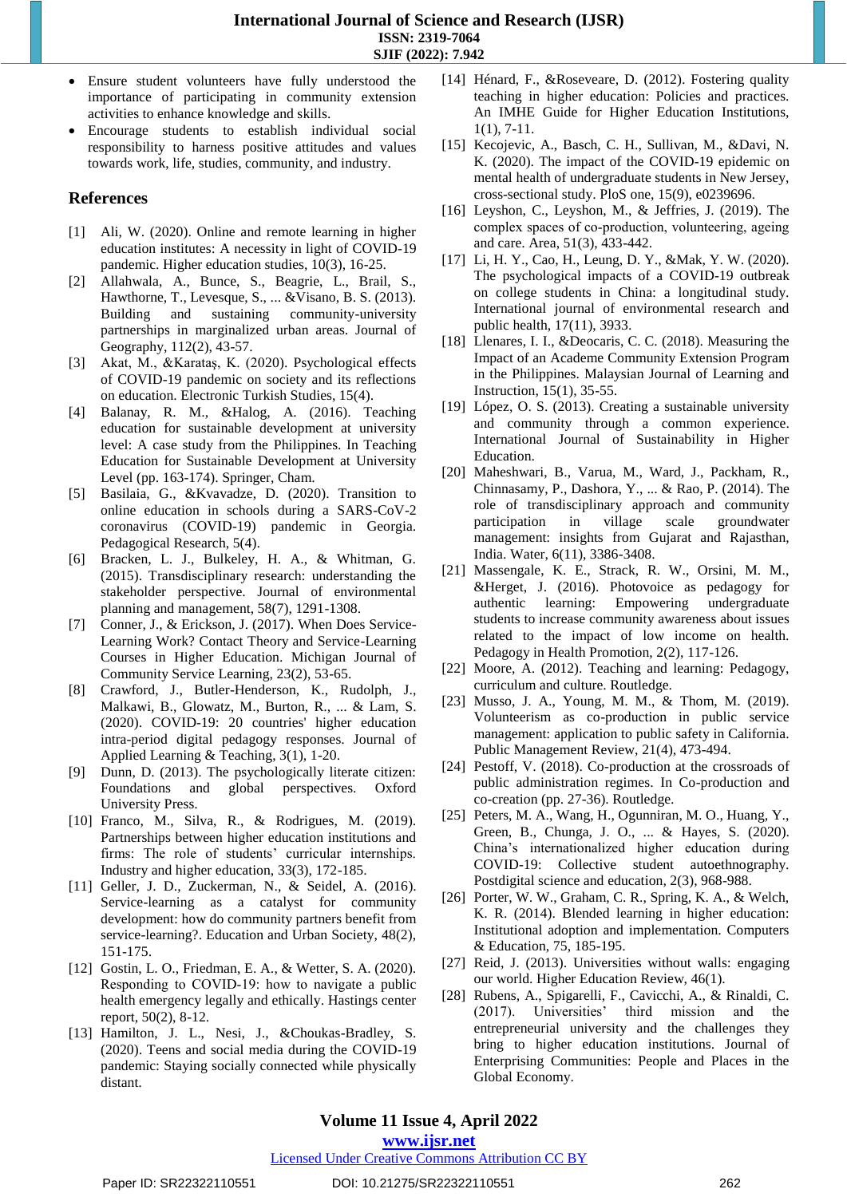- Ensure student volunteers have fully understood the importance of participating in community extension activities to enhance knowledge and skills.
- Encourage students to establish individual social responsibility to harness positive attitudes and values towards work, life, studies, community, and industry.

## References

[1] Ali, W. (2020). Online and remote learning in higher education institutes: A necessity in light of COVID-19 pandemic. Higher education studies, 10(3), 16-25.

[2] Allahwala, A., Bunce, S., Beagrie, L., Brail, S., Hawthorne, T., Levesque, S., ... &Visano, B. S. (2013). Building and sustaining community-university partnerships in marginalized urban areas. Journal of Geography, 112(2), 43-57.

[3] Akat, M., &Karataş, K. (2020). Psychological effects of COVID-19 pandemic on society and its reflections on education. Electronic Turkish Studies, 15(4).

[4] Balanay, R. M., &Halog, A. (2016). Teaching education for sustainable development at university level: A case study from the Philippines. In Teaching Education for Sustainable Development at University Level (pp. 163-174). Springer, Cham.

[5] Basilaia, G., &Kvavadze, D. (2020). Transition to online education in schools during a SARS-CoV-2 coronavirus (COVID-19) pandemic in Georgia. Pedagogical Research, 5(4).

[6] Bracken, L. J., Bulkeley, H. A., & Whitman, G. (2015). Transdisciplinary research: understanding the stakeholder perspective. Journal of environmental planning and management, 58(7), 1291-1308.

[7] Conner, J., & Erickson, J. (2017). When Does Service-Learning Work? Contact Theory and Service-Learning Courses in Higher Education. Michigan Journal of Community Service Learning, 23(2), 53-65.

[8] Crawford, J., Butler-Henderson, K., Rudolph, J., Malkawi, B., Glowatz, M., Burton, R., ... & Lam, S. (2020). COVID-19: 20 countries' higher education intra-period digital pedagogy responses. Journal of Applied Learning & Teaching, 3(1), 1-20.

[9] Dunn, D. (2013). The psychologically literate citizen: Foundations and global perspectives. Oxford University Press.

[10] Franco, M., Silva, R., & Rodrigues, M. (2019). Partnerships between higher education institutions and firms: The role of students' curricular internships. Industry and higher education, 33(3), 172-185.

[11] Geller, J. D., Zuckerman, N., & Seidel, A. (2016). Service-learning as a catalyst for community development: how do community partners benefit from service-learning?. Education and Urban Society, 48(2), 151-175.

[12] Gostin, L. O., Friedman, E. A., & Wetter, S. A. (2020). Responding to COVID-19: how to navigate a public health emergency legally and ethically. Hastings center report, 50(2), 8-12.

[13] Hamilton, J. L., Nesi, J., &Choukas-Bradley, S. (2020). Teens and social media during the COVID-19 pandemic: Staying socially connected while physically distant.

[14] Hénard, F., &Roseveare, D. (2012). Fostering quality teaching in higher education: Policies and practices. An IMHE Guide for Higher Education Institutions, 1(1), 7-11.

[15] Kecojevic, A., Basch, C. H., Sullivan, M., &Davi, N. K. (2020). The impact of the COVID-19 epidemic on mental health of undergraduate students in New Jersey, cross-sectional study. PloS one, 15(9), e0239696.

[16] Leyshon, C., Leyshon, M., & Jeffries, J. (2019). The complex spaces of co-production, volunteering, ageing and care. Area, 51(3), 433-442.

[17] Li, H. Y., Cao, H., Leung, D. Y., &Mak, Y. W. (2020). The psychological impacts of a COVID-19 outbreak on college students in China: a longitudinal study. International journal of environmental research and public health, 17(11), 3933.

[18] Llenares, I. I., &Deocaris, C. C. (2018). Measuring the Impact of an Academe Community Extension Program in the Philippines. Malaysian Journal of Learning and Instruction, 15(1), 35-55.

[19] López, O. S. (2013). Creating a sustainable university and community through a common experience. International Journal of Sustainability in Higher Education.

[20] Maheshwari, B., Varua, M., Ward, J., Packham, R., Chinnasamy, P., Dashora, Y., ... & Rao, P. (2014). The role of transdisciplinary approach and community participation in village scale groundwater management: insights from Gujarat and Rajasthan, India. Water, 6(11), 3386-3408.

[21] Massengale, K. E., Strack, R. W., Orsini, M. M., &Herget, J. (2016). Photovoice as pedagogy for authentic learning: Empowering undergraduate students to increase community awareness about issues related to the impact of low income on health. Pedagogy in Health Promotion, 2(2), 117-126.

[22] Moore, A. (2012). Teaching and learning: Pedagogy, curriculum and culture. Routledge.

[23] Musso, J. A., Young, M. M., & Thom, M. (2019). Volunteerism as co-production in public service management: application to public safety in California. Public Management Review, 21(4), 473-494.

[24] Pestoff, V. (2018). Co-production at the crossroads of public administration regimes. In Co-production and co-creation (pp. 27-36). Routledge.

[25] Peters, M. A., Wang, H., Ogunniran, M. O., Huang, Y., Green, B., Chunga, J. O., ... & Hayes, S. (2020). China's internationalized higher education during COVID-19: Collective student autoethnography. Postdigital science and education, 2(3), 968-988.

[26] Porter, W. W., Graham, C. R., Spring, K. A., & Welch, K. R. (2014). Blended learning in higher education: Institutional adoption and implementation. Computers & Education, 75, 185-195.

[27] Reid, J. (2013). Universities without walls: engaging our world. Higher Education Review, 46(1).

[28] Rubens, A., Spigarelli, F., Cavicchi, A., & Rinaldi, C. (2017). Universities' third mission and the entrepreneurial university and the challenges they bring to higher education institutions. Journal of Enterprising Communities: People and Places in the Global Economy.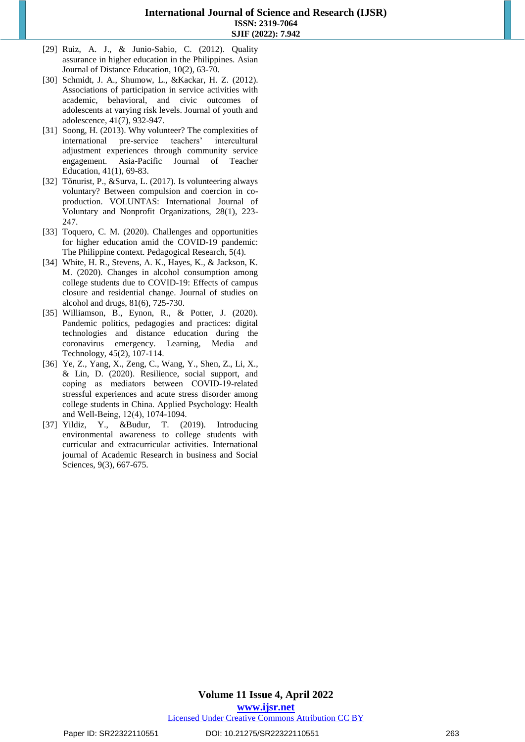[29] Ruiz, A. J., & Junio-Sabio, C. (2012). Quality assurance in higher education in the Philippines. Asian Journal of Distance Education, 10(2), 63-70.

[30] Schmidt, J. A., Shumow, L., &Kackar, H. Z. (2012). Associations of participation in service activities with academic, behavioral, and civic outcomes of adolescents at varying risk levels. Journal of youth and adolescence, 41(7), 932-947.

[31] Soong, H. (2013). Why volunteer? The complexities of international pre-service teachers' intercultural adjustment experiences through community service engagement. Asia-Pacific Journal of Teacher Education, 41(1), 69-83.

[32] Tõnurist, P., &Surva, L. (2017). Is volunteering always voluntary? Between compulsion and coercion in co-production. VOLUNTAS: International Journal of Voluntary and Nonprofit Organizations, 28(1), 223-247.

[33] Toquero, C. M. (2020). Challenges and opportunities for higher education amid the COVID-19 pandemic: The Philippine context. Pedagogical Research, 5(4).

[34] White, H. R., Stevens, A. K., Hayes, K., & Jackson, K. M. (2020). Changes in alcohol consumption among college students due to COVID-19: Effects of campus closure and residential change. Journal of studies on alcohol and drugs, 81(6), 725-730.

[35] Williamson, B., Eynon, R., & Potter, J. (2020). Pandemic politics, pedagogies and practices: digital technologies and distance education during the coronavirus emergency. Learning, Media and Technology, 45(2), 107-114.

[36] Ye, Z., Yang, X., Zeng, C., Wang, Y., Shen, Z., Li, X., & Lin, D. (2020). Resilience, social support, and coping as mediators between COVID-19-related stressful experiences and acute stress disorder among college students in China. Applied Psychology: Health and Well-Being, 12(4), 1074-1094.

[37] Yildiz, Y., &Budur, T. (2019). Introducing environmental awareness to college students with curricular and extracurricular activities. International journal of Academic Research in business and Social Sciences, 9(3), 667-675.